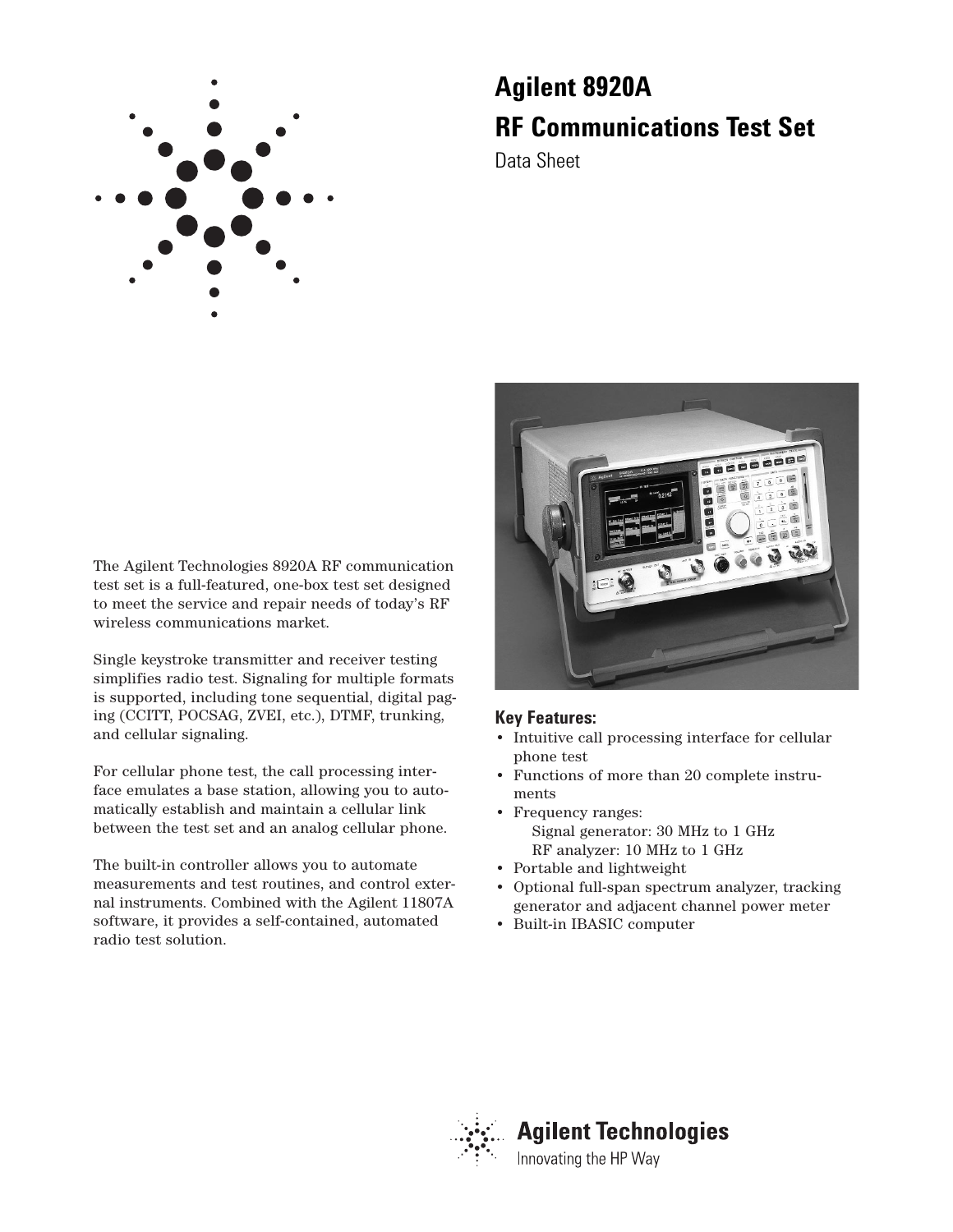# Agilent 8920A
# RF Communications Test Set

Data Sheet

The Agilent Technologies 8920A RF communication test set is a full-featured, one-box test set designed to meet the service and repair needs of today's RF wireless communications market.

Single keystroke transmitter and receiver testing simplifies radio test. Signaling for multiple formats is supported, including tone sequential, digital paging (CCITT, POCSAG, ZVEI, etc.), DTMF, trunking, and cellular signaling.

For cellular phone test, the call processing interface emulates a base station, allowing you to automatically establish and maintain a cellular link between the test set and an analog cellular phone.

The built-in controller allows you to automate measurements and test routines, and control external instruments. Combined with the Agilent 11807A software, it provides a self-contained, automated radio test solution.

### Key Features:

- Intuitive call processing interface for cellular phone test
- Functions of more than 20 complete instruments
- Frequency ranges:
  - Signal generator: 30 MHz to 1 GHz
  - RF analyzer: 10 MHz to 1 GHz
- Portable and lightweight
- Optional full-span spectrum analyzer, tracking generator and adjacent channel power meter
- Built-in IBASIC computer

Agilent Technologies
Innovating the HP Way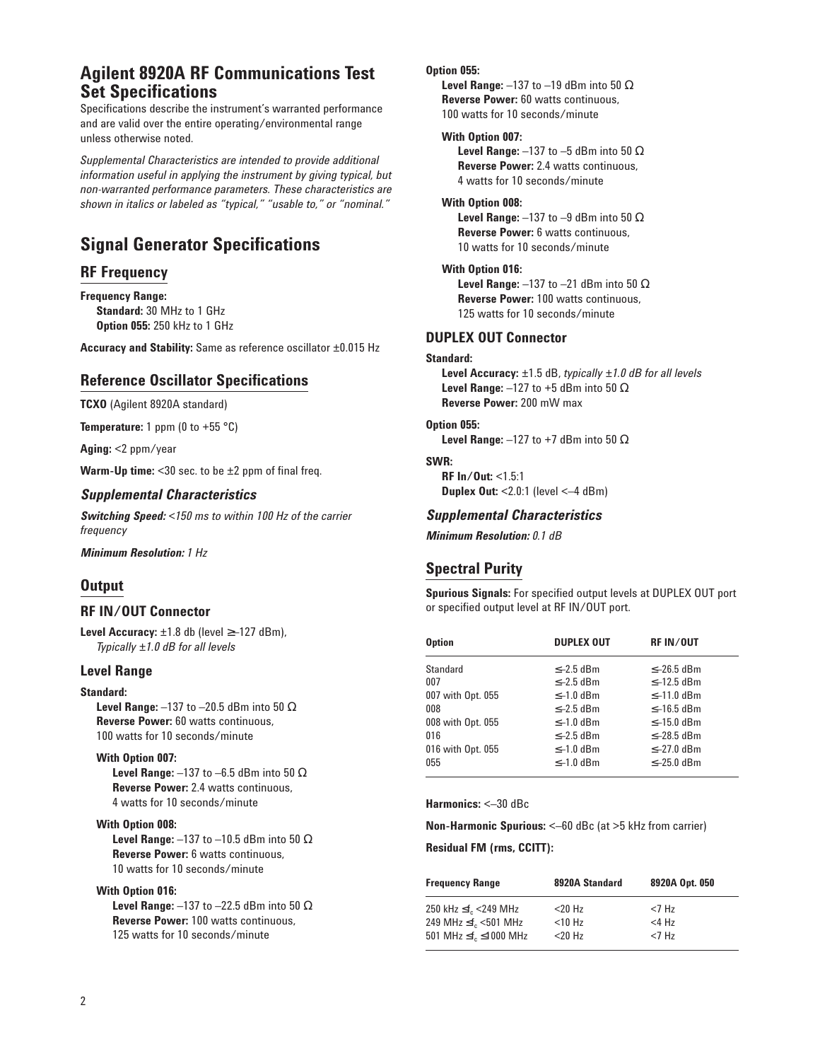# Agilent 8920A RF Communications Test Set Specifications

Specifications describe the instrument's warranted performance and are valid over the entire operating/environmental range unless otherwise noted.

*Supplemental Characteristics are intended to provide additional information useful in applying the instrument by giving typical, but non-warranted performance parameters. These characteristics are shown in italics or labeled as "typical," "usable to," or "nominal."*

# Signal Generator Specifications

## RF Frequency

**Frequency Range:**

**Standard:** 30 MHz to 1 GHz
**Option 055:** 250 kHz to 1 GHz

**Accuracy and Stability:** Same as reference oscillator ±0.015 Hz

## Reference Oscillator Specifications

**TCXO** (Agilent 8920A standard)

**Temperature:** 1 ppm (0 to +55 °C)

**Aging:** <2 ppm/year

**Warm-Up time:** <30 sec. to be ±2 ppm of final freq.

### *Supplemental Characteristics*

***Switching Speed:*** *<150 ms to within 100 Hz of the carrier frequency*

***Minimum Resolution:*** *1 Hz*

## Output

### RF IN/OUT Connector

**Level Accuracy:** ±1.8 db (level ≥–127 dBm),
*Typically ±1.0 dB for all levels*

### Level Range

**Standard:**

**Level Range:** –137 to –20.5 dBm into 50 Ω
**Reverse Power:** 60 watts continuous,
100 watts for 10 seconds/minute

**With Option 007:**
**Level Range:** –137 to –6.5 dBm into 50 Ω
**Reverse Power:** 2.4 watts continuous,
4 watts for 10 seconds/minute

**With Option 008:**
**Level Range:** –137 to –10.5 dBm into 50 Ω
**Reverse Power:** 6 watts continuous,
10 watts for 10 seconds/minute

**With Option 016:**
**Level Range:** –137 to –22.5 dBm into 50 Ω
**Reverse Power:** 100 watts continuous,
125 watts for 10 seconds/minute

**Option 055:**
**Level Range:** –137 to –19 dBm into 50 Ω
**Reverse Power:** 60 watts continuous,
100 watts for 10 seconds/minute

**With Option 007:**
**Level Range:** –137 to –5 dBm into 50 Ω
**Reverse Power:** 2.4 watts continuous,
4 watts for 10 seconds/minute

**With Option 008:**
**Level Range:** –137 to –9 dBm into 50 Ω
**Reverse Power:** 6 watts continuous,
10 watts for 10 seconds/minute

**With Option 016:**
**Level Range:** –137 to –21 dBm into 50 Ω
**Reverse Power:** 100 watts continuous,
125 watts for 10 seconds/minute

### DUPLEX OUT Connector

**Standard:**
**Level Accuracy:** ±1.5 dB, *typically ±1.0 dB for all levels*
**Level Range:** –127 to +5 dBm into 50 Ω
**Reverse Power:** 200 mW max

**Option 055:**
**Level Range:** –127 to +7 dBm into 50 Ω

**SWR:**
**RF In/Out:** <1.5:1
**Duplex Out:** <2.0:1 (level <–4 dBm)

### *Supplemental Characteristics*

***Minimum Resolution:*** *0.1 dB*

## Spectral Purity

**Spurious Signals:** For specified output levels at DUPLEX OUT port or specified output level at RF IN/OUT port.

| Option | DUPLEX OUT | RF IN/OUT |
|---|---|---|
| Standard | ≤–2.5 dBm | ≤–26.5 dBm |
| 007 | ≤–2.5 dBm | ≤–12.5 dBm |
| 007 with Opt. 055 | ≤–1.0 dBm | ≤–11.0 dBm |
| 008 | ≤–2.5 dBm | ≤–16.5 dBm |
| 008 with Opt. 055 | ≤–1.0 dBm | ≤–15.0 dBm |
| 016 | ≤–2.5 dBm | ≤–28.5 dBm |
| 016 with Opt. 055 | ≤–1.0 dBm | ≤–27.0 dBm |
| 055 | ≤–1.0 dBm | ≤–25.0 dBm |

**Harmonics:** <–30 dBc

**Non-Harmonic Spurious:** <–60 dBc (at >5 kHz from carrier)

**Residual FM (rms, CCITT):**

| Frequency Range | 8920A Standard | 8920A Opt. 050 |
|---|---|---|
| 250 kHz ≤$f_c$ <249 MHz | <20 Hz | <7 Hz |
| 249 MHz ≤$f_c$ <501 MHz | <10 Hz | <4 Hz |
| 501 MHz ≤$f_c$ ≤1000 MHz | <20 Hz | <7 Hz |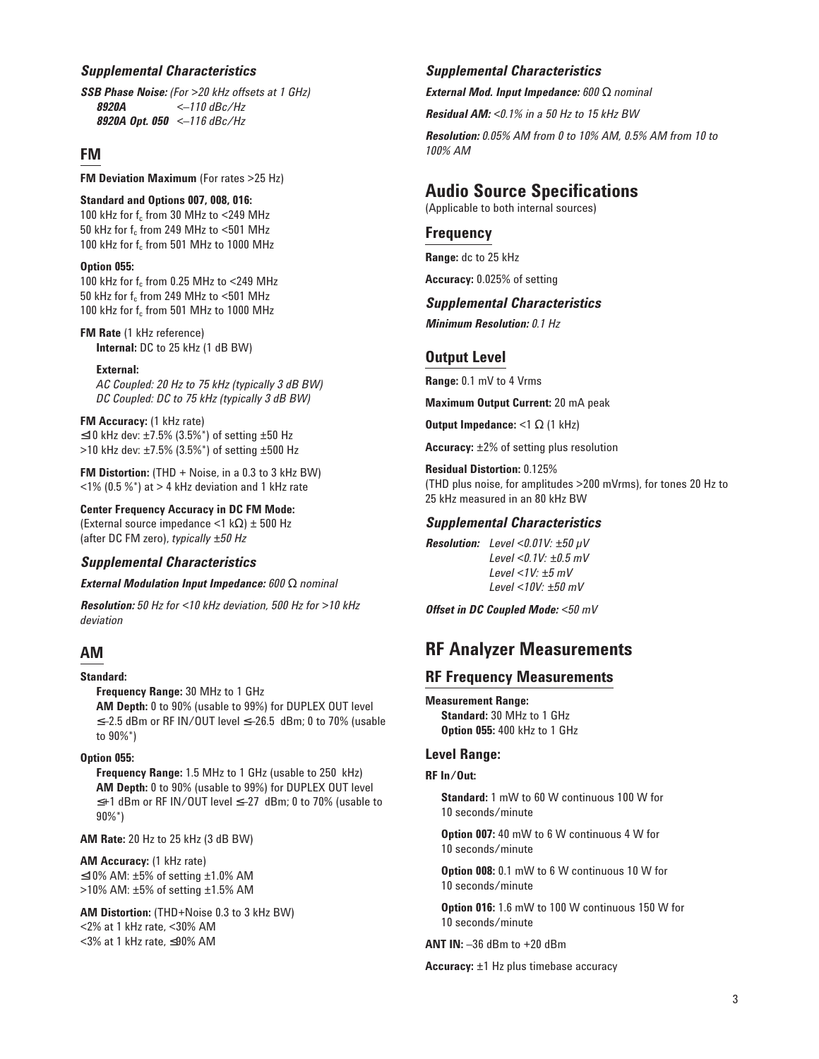### *Supplemental Characteristics*

***SSB Phase Noise:*** *(For >20 kHz offsets at 1 GHz)*
***8920A*** *<–110 dBc/Hz*
***8920A Opt. 050*** *<–116 dBc/Hz*

## FM

**FM Deviation Maximum** (For rates >25 Hz)

**Standard and Options 007, 008, 016:**
100 kHz for $f_c$ from 30 MHz to <249 MHz
50 kHz for $f_c$ from 249 MHz to <501 MHz
100 kHz for $f_c$ from 501 MHz to 1000 MHz

**Option 055:**
100 kHz for $f_c$ from 0.25 MHz to <249 MHz
50 kHz for $f_c$ from 249 MHz to <501 MHz
100 kHz for $f_c$ from 501 MHz to 1000 MHz

**FM Rate** (1 kHz reference)
**Internal:** DC to 25 kHz (1 dB BW)

**External:**
*AC Coupled: 20 Hz to 75 kHz (typically 3 dB BW)*
*DC Coupled: DC to 75 kHz (typically 3 dB BW)*

**FM Accuracy:** (1 kHz rate)
≤10 kHz dev: ±7.5% (3.5%*) of setting ±50 Hz
>10 kHz dev: ±7.5% (3.5%*) of setting ±500 Hz

**FM Distortion:** (THD + Noise, in a 0.3 to 3 kHz BW)
<1% (0.5 %*) at > 4 kHz deviation and 1 kHz rate

**Center Frequency Accuracy in DC FM Mode:**
(External source impedance <1 kΩ) ± 500 Hz (after DC FM zero), *typically ±50 Hz*

### *Supplemental Characteristics*

***External Modulation Input Impedance:*** *600 Ω nominal*

***Resolution:*** *50 Hz for <10 kHz deviation, 500 Hz for >10 kHz deviation*

## AM

**Standard:**
**Frequency Range:** 30 MHz to 1 GHz
**AM Depth:** 0 to 90% (usable to 99%) for DUPLEX OUT level ≤–2.5 dBm or RF IN/OUT level ≤–26.5 dBm; 0 to 70% (usable to 90%*)

**Option 055:**
**Frequency Range:** 1.5 MHz to 1 GHz (usable to 250 kHz)
**AM Depth:** 0 to 90% (usable to 99%) for DUPLEX OUT level ≤+1 dBm or RF IN/OUT level ≤–27 dBm; 0 to 70% (usable to 90%*)

**AM Rate:** 20 Hz to 25 kHz (3 dB BW)

**AM Accuracy:** (1 kHz rate)
≤10% AM: ±5% of setting ±1.0% AM
>10% AM: ±5% of setting ±1.5% AM

**AM Distortion:** (THD+Noise 0.3 to 3 kHz BW)
<2% at 1 kHz rate, <30% AM
<3% at 1 kHz rate, ≤90% AM

### *Supplemental Characteristics*

***External Mod. Input Impedance:*** *600 Ω nominal*

***Residual AM:*** *<0.1% in a 50 Hz to 15 kHz BW*

***Resolution:*** *0.05% AM from 0 to 10% AM, 0.5% AM from 10 to 100% AM*

# Audio Source Specifications

(Applicable to both internal sources)

## Frequency

**Range:** dc to 25 kHz

**Accuracy:** 0.025% of setting

### *Supplemental Characteristics*

***Minimum Resolution:*** *0.1 Hz*

## Output Level

**Range:** 0.1 mV to 4 Vrms

**Maximum Output Current:** 20 mA peak

**Output Impedance:** <1 Ω (1 kHz)

**Accuracy:** ±2% of setting plus resolution

**Residual Distortion:** 0.125%
(THD plus noise, for amplitudes >200 mVrms), for tones 20 Hz to 25 kHz measured in an 80 kHz BW

### *Supplemental Characteristics*

***Resolution:*** *Level <0.01V: ±50 µV*
*Level <0.1V: ±0.5 mV*
*Level <1V: ±5 mV*
*Level <10V: ±50 mV*

***Offset in DC Coupled Mode:*** *<50 mV*

# RF Analyzer Measurements

## RF Frequency Measurements

**Measurement Range:**
**Standard:** 30 MHz to 1 GHz
**Option 055:** 400 kHz to 1 GHz

### Level Range:

**RF In/Out:**

**Standard:** 1 mW to 60 W continuous 100 W for 10 seconds/minute

**Option 007:** 40 mW to 6 W continuous 4 W for 10 seconds/minute

**Option 008:** 0.1 mW to 6 W continuous 10 W for 10 seconds/minute

**Option 016:** 1.6 mW to 100 W continuous 150 W for 10 seconds/minute

**ANT IN:** –36 dBm to +20 dBm

**Accuracy:** ±1 Hz plus timebase accuracy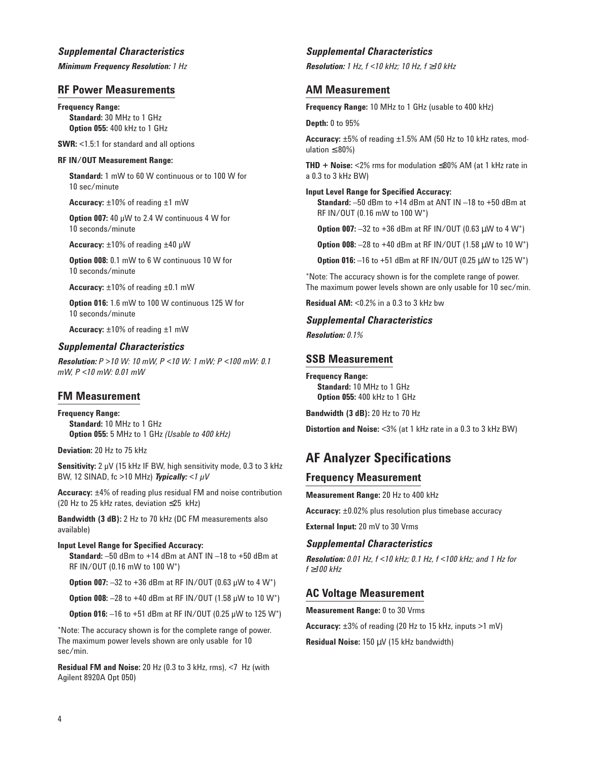### *Supplemental Characteristics*

***Minimum Frequency Resolution:*** *1 Hz*

## RF Power Measurements

**Frequency Range:**
**Standard:** 30 MHz to 1 GHz
**Option 055:** 400 kHz to 1 GHz

**SWR:** <1.5:1 for standard and all options

**RF IN/OUT Measurement Range:**

**Standard:** 1 mW to 60 W continuous or to 100 W for 10 sec/minute

**Accuracy:** ±10% of reading ±1 mW

**Option 007:** 40 µW to 2.4 W continuous 4 W for 10 seconds/minute

**Accuracy:** ±10% of reading ±40 µW

**Option 008:** 0.1 mW to 6 W continuous 10 W for 10 seconds/minute

**Accuracy:** ±10% of reading ±0.1 mW

**Option 016:** 1.6 mW to 100 W continuous 125 W for 10 seconds/minute

**Accuracy:** ±10% of reading ±1 mW

### *Supplemental Characteristics*

***Resolution:*** *P >10 W: 10 mW, P <10 W: 1 mW; P <100 mW: 0.1 mW, P <10 mW: 0.01 mW*

## FM Measurement

**Frequency Range:**
**Standard:** 10 MHz to 1 GHz
**Option 055:** 5 MHz to 1 GHz *(Usable to 400 kHz)*

**Deviation:** 20 Hz to 75 kHz

**Sensitivity:** 2 µV (15 kHz IF BW, high sensitivity mode, 0.3 to 3 kHz BW, 12 SINAD, fc >10 MHz) ***Typically:*** *<1 µV*

**Accuracy:** ±4% of reading plus residual FM and noise contribution (20 Hz to 25 kHz rates, deviation ≤25 kHz)

**Bandwidth (3 dB):** 2 Hz to 70 kHz (DC FM measurements also available)

**Input Level Range for Specified Accuracy:**
**Standard:** –50 dBm to +14 dBm at ANT IN –18 to +50 dBm at RF IN/OUT (0.16 mW to 100 W*)

**Option 007:** –32 to +36 dBm at RF IN/OUT (0.63 µW to 4 W*)

**Option 008:** –28 to +40 dBm at RF IN/OUT (1.58 µW to 10 W*)

**Option 016:** –16 to +51 dBm at RF IN/OUT (0.25 µW to 125 W*)

*Note: The accuracy shown is for the complete range of power. The maximum power levels shown are only usable for 10 sec/min.

**Residual FM and Noise:** 20 Hz (0.3 to 3 kHz, rms), <7 Hz (with Agilent 8920A Opt 050)

### *Supplemental Characteristics*

***Resolution:*** *1 Hz, f <10 kHz; 10 Hz, f ≥10 kHz*

## AM Measurement

**Frequency Range:** 10 MHz to 1 GHz (usable to 400 kHz)

**Depth:** 0 to 95%

**Accuracy:** ±5% of reading ±1.5% AM (50 Hz to 10 kHz rates, modulation ≤80%)

**THD + Noise:** <2% rms for modulation ≤80% AM (at 1 kHz rate in a 0.3 to 3 kHz BW)

**Input Level Range for Specified Accuracy:**
**Standard:** –50 dBm to +14 dBm at ANT IN –18 to +50 dBm at RF IN/OUT (0.16 mW to 100 W*)

**Option 007:** –32 to +36 dBm at RF IN/OUT (0.63 µW to 4 W*)

**Option 008:** –28 to +40 dBm at RF IN/OUT (1.58 µW to 10 W*)

**Option 016:** –16 to +51 dBm at RF IN/OUT (0.25 µW to 125 W*)

*Note: The accuracy shown is for the complete range of power. The maximum power levels shown are only usable for 10 sec/min.

**Residual AM:** <0.2% in a 0.3 to 3 kHz bw

### *Supplemental Characteristics*

***Resolution:*** *0.1%*

## SSB Measurement

**Frequency Range:**
**Standard:** 10 MHz to 1 GHz
**Option 055:** 400 kHz to 1 GHz

**Bandwidth (3 dB):** 20 Hz to 70 Hz

**Distortion and Noise:** <3% (at 1 kHz rate in a 0.3 to 3 kHz BW)

# AF Analyzer Specifications

## Frequency Measurement

**Measurement Range:** 20 Hz to 400 kHz

**Accuracy:** ±0.02% plus resolution plus timebase accuracy

**External Input:** 20 mV to 30 Vrms

### *Supplemental Characteristics*

***Resolution:*** *0.01 Hz, f <10 kHz; 0.1 Hz, f <100 kHz; and 1 Hz for f ≥100 kHz*

## AC Voltage Measurement

**Measurement Range:** 0 to 30 Vrms

**Accuracy:** ±3% of reading (20 Hz to 15 kHz, inputs >1 mV)

**Residual Noise:** 150 µV (15 kHz bandwidth)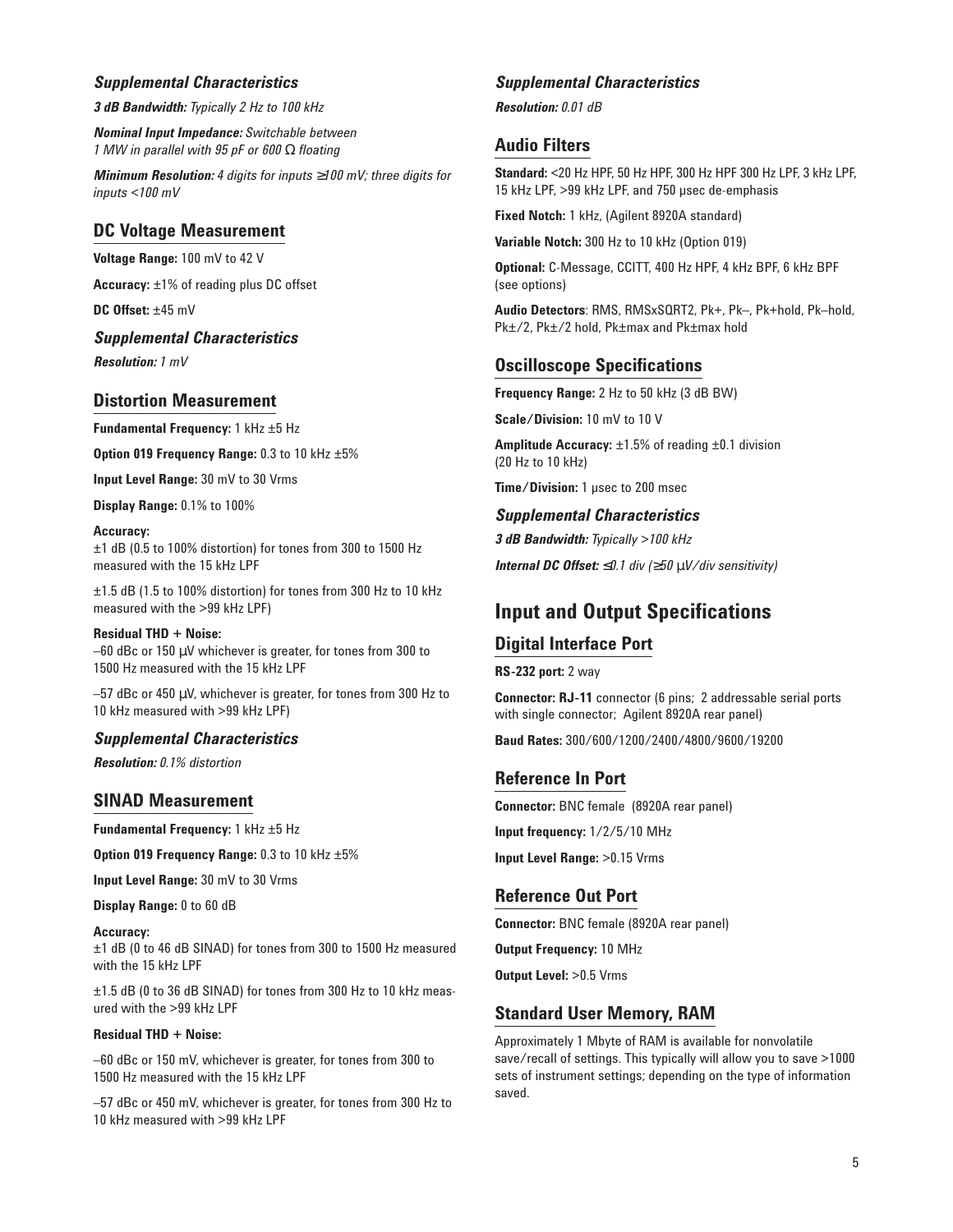### *Supplemental Characteristics*

***3 dB Bandwidth:*** *Typically 2 Hz to 100 kHz*

***Nominal Input Impedance:*** *Switchable between 1 MW in parallel with 95 pF or 600 Ω floating*

***Minimum Resolution:*** *4 digits for inputs ≥100 mV; three digits for inputs <100 mV*

## DC Voltage Measurement

**Voltage Range:** 100 mV to 42 V

**Accuracy:** ±1% of reading plus DC offset

**DC Offset:** ±45 mV

### *Supplemental Characteristics*

***Resolution:*** *1 mV*

## Distortion Measurement

**Fundamental Frequency:** 1 kHz ±5 Hz

**Option 019 Frequency Range:** 0.3 to 10 kHz ±5%

**Input Level Range:** 30 mV to 30 Vrms

**Display Range:** 0.1% to 100%

**Accuracy:**
±1 dB (0.5 to 100% distortion) for tones from 300 to 1500 Hz measured with the 15 kHz LPF

±1.5 dB (1.5 to 100% distortion) for tones from 300 Hz to 10 kHz measured with the >99 kHz LPF)

**Residual THD + Noise:**
–60 dBc or 150 µV whichever is greater, for tones from 300 to 1500 Hz measured with the 15 kHz LPF

–57 dBc or 450 µV, whichever is greater, for tones from 300 Hz to 10 kHz measured with >99 kHz LPF)

### *Supplemental Characteristics*

***Resolution:*** *0.1% distortion*

## SINAD Measurement

**Fundamental Frequency:** 1 kHz ±5 Hz

**Option 019 Frequency Range:** 0.3 to 10 kHz ±5%

**Input Level Range:** 30 mV to 30 Vrms

**Display Range:** 0 to 60 dB

**Accuracy:**
±1 dB (0 to 46 dB SINAD) for tones from 300 to 1500 Hz measured with the 15 kHz LPF

±1.5 dB (0 to 36 dB SINAD) for tones from 300 Hz to 10 kHz measured with the >99 kHz LPF

**Residual THD + Noise:**

–60 dBc or 150 mV, whichever is greater, for tones from 300 to 1500 Hz measured with the 15 kHz LPF

–57 dBc or 450 mV, whichever is greater, for tones from 300 Hz to 10 kHz measured with >99 kHz LPF

### *Supplemental Characteristics*

***Resolution:*** *0.01 dB*

## Audio Filters

**Standard:** <20 Hz HPF, 50 Hz HPF, 300 Hz HPF 300 Hz LPF, 3 kHz LPF, 15 kHz LPF, >99 kHz LPF, and 750 µsec de-emphasis

**Fixed Notch:** 1 kHz, (Agilent 8920A standard)

**Variable Notch:** 300 Hz to 10 kHz (Option 019)

**Optional:** C-Message, CCITT, 400 Hz HPF, 4 kHz BPF, 6 kHz BPF (see options)

**Audio Detectors**: RMS, RMSxSQRT2, Pk+, Pk–, Pk+hold, Pk–hold, Pk±/2, Pk±/2 hold, Pk±max and Pk±max hold

## Oscilloscope Specifications

**Frequency Range:** 2 Hz to 50 kHz (3 dB BW)

**Scale/Division:** 10 mV to 10 V

**Amplitude Accuracy:** ±1.5% of reading ±0.1 division (20 Hz to 10 kHz)

**Time/Division:** 1 µsec to 200 msec

### *Supplemental Characteristics*

***3 dB Bandwidth:*** *Typically >100 kHz*

***Internal DC Offset:*** *≤0.1 div (≥50 µV/div sensitivity)*

# Input and Output Specifications

## Digital Interface Port

**RS-232 port:** 2 way

**Connector: RJ-11** connector (6 pins; 2 addressable serial ports with single connector; Agilent 8920A rear panel)

**Baud Rates:** 300/600/1200/2400/4800/9600/19200

## Reference In Port

**Connector:** BNC female (8920A rear panel)

**Input frequency:** 1/2/5/10 MHz

**Input Level Range:** >0.15 Vrms

## Reference Out Port

**Connector:** BNC female (8920A rear panel)

**Output Frequency:** 10 MHz

**Output Level:** >0.5 Vrms

## Standard User Memory, RAM

Approximately 1 Mbyte of RAM is available for nonvolatile save/recall of settings. This typically will allow you to save >1000 sets of instrument settings; depending on the type of information saved.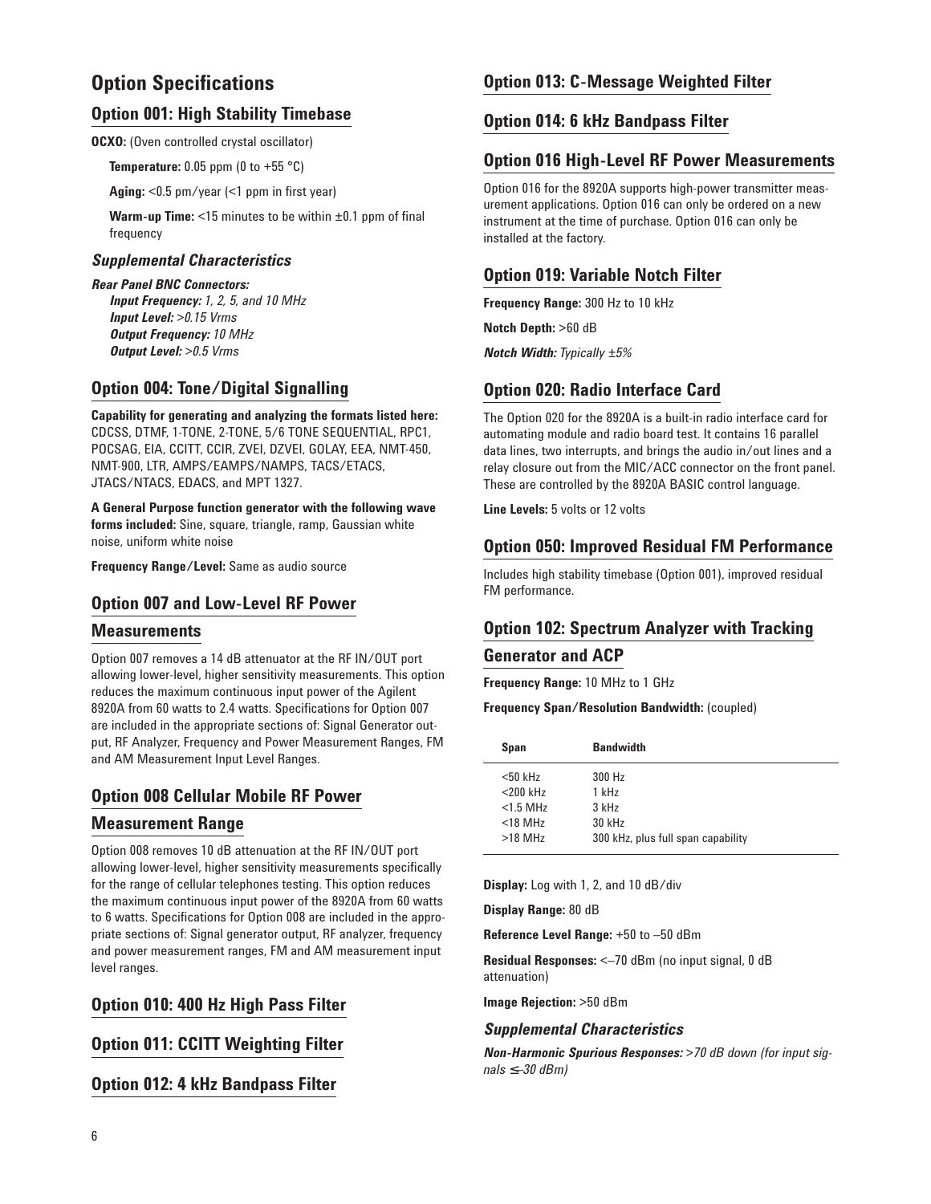# Option Specifications

## Option 001: High Stability Timebase

**OCXO:** (Oven controlled crystal oscillator)

**Temperature:** 0.05 ppm (0 to +55 °C)

**Aging:** <0.5 pm/year (<1 ppm in first year)

**Warm-up Time:** <15 minutes to be within ±0.1 ppm of final frequency

### *Supplemental Characteristics*

***Rear Panel BNC Connectors:***

***Input Frequency:*** *1, 2, 5, and 10 MHz*
***Input Level:*** *>0.15 Vrms*
***Output Frequency:*** *10 MHz*
***Output Level:*** *>0.5 Vrms*

## Option 004: Tone/Digital Signalling

**Capability for generating and analyzing the formats listed here:** CDCSS, DTMF, 1-TONE, 2-TONE, 5/6 TONE SEQUENTIAL, RPC1, POCSAG, EIA, CCITT, CCIR, ZVEI, DZVEI, GOLAY, EEA, NMT-450, NMT-900, LTR, AMPS/EAMPS/NAMPS, TACS/ETACS, JTACS/NTACS, EDACS, and MPT 1327.

**A General Purpose function generator with the following wave forms included:** Sine, square, triangle, ramp, Gaussian white noise, uniform white noise

**Frequency Range/Level:** Same as audio source

## Option 007 and Low-Level RF Power Measurements

Option 007 removes a 14 dB attenuator at the RF IN/OUT port allowing lower-level, higher sensitivity measurements. This option reduces the maximum continuous input power of the Agilent 8920A from 60 watts to 2.4 watts. Specifications for Option 007 are included in the appropriate sections of: Signal Generator output, RF Analyzer, Frequency and Power Measurement Ranges, FM and AM Measurement Input Level Ranges.

## Option 008 Cellular Mobile RF Power Measurement Range

Option 008 removes 10 dB attenuation at the RF IN/OUT port allowing lower-level, higher sensitivity measurements specifically for the range of cellular telephones testing. This option reduces the maximum continuous input power of the 8920A from 60 watts to 6 watts. Specifications for Option 008 are included in the appropriate sections of: Signal generator output, RF analyzer, frequency and power measurement ranges, FM and AM measurement input level ranges.

## Option 010: 400 Hz High Pass Filter

## Option 011: CCITT Weighting Filter

## Option 012: 4 kHz Bandpass Filter

## Option 013: C-Message Weighted Filter

## Option 014: 6 kHz Bandpass Filter

## Option 016 High-Level RF Power Measurements

Option 016 for the 8920A supports high-power transmitter measurement applications. Option 016 can only be ordered on a new instrument at the time of purchase. Option 016 can only be installed at the factory.

## Option 019: Variable Notch Filter

**Frequency Range:** 300 Hz to 10 kHz

**Notch Depth:** >60 dB

***Notch Width:*** *Typically ±5%*

## Option 020: Radio Interface Card

The Option 020 for the 8920A is a built-in radio interface card for automating module and radio board test. It contains 16 parallel data lines, two interrupts, and brings the audio in/out lines and a relay closure out from the MIC/ACC connector on the front panel. These are controlled by the 8920A BASIC control language.

**Line Levels:** 5 volts or 12 volts

## Option 050: Improved Residual FM Performance

Includes high stability timebase (Option 001), improved residual FM performance.

## Option 102: Spectrum Analyzer with Tracking Generator and ACP

**Frequency Range:** 10 MHz to 1 GHz

**Frequency Span/Resolution Bandwidth:** (coupled)

| Span | Bandwidth |
|---|---|
| <50 kHz | 300 Hz |
| <200 kHz | 1 kHz |
| <1.5 MHz | 3 kHz |
| <18 MHz | 30 kHz |
| >18 MHz | 300 kHz, plus full span capability |

**Display:** Log with 1, 2, and 10 dB/div

**Display Range:** 80 dB

**Reference Level Range:** +50 to –50 dBm

**Residual Responses:** <–70 dBm (no input signal, 0 dB attenuation)

**Image Rejection:** >50 dBm

### *Supplemental Characteristics*

***Non-Harmonic Spurious Responses:*** *>70 dB down (for input signals ≤–30 dBm)*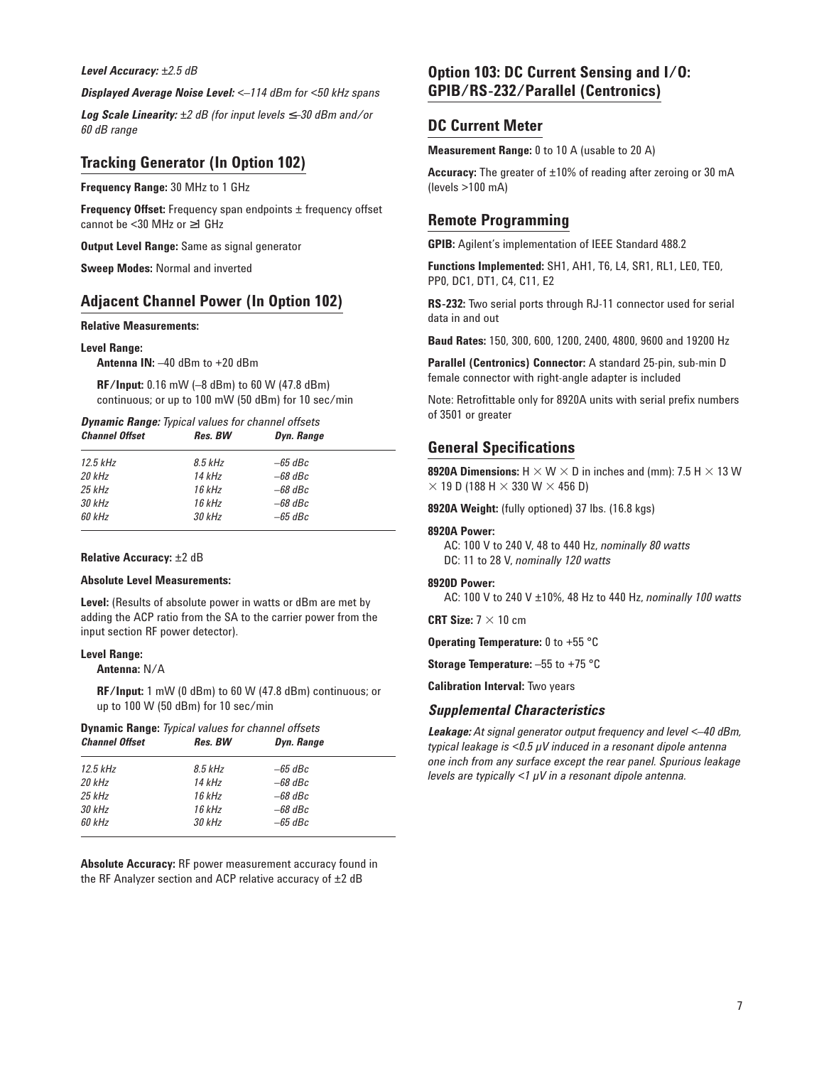***Level Accuracy:*** *±2.5 dB*

***Displayed Average Noise Level:*** *<–114 dBm for <50 kHz spans*

***Log Scale Linearity:*** *±2 dB (for input levels ≤–30 dBm and/or 60 dB range*

## Tracking Generator (In Option 102)

**Frequency Range:** 30 MHz to 1 GHz

**Frequency Offset:** Frequency span endpoints ± frequency offset cannot be <30 MHz or ≥1 GHz

**Output Level Range:** Same as signal generator

**Sweep Modes:** Normal and inverted

## Adjacent Channel Power (In Option 102)

**Relative Measurements:**

**Level Range:**

**Antenna IN:** –40 dBm to +20 dBm

**RF/Input:** 0.16 mW (–8 dBm) to 60 W (47.8 dBm) continuous; or up to 100 mW (50 dBm) for 10 sec/min

***Dynamic Range:*** *Typical values for channel offsets*

| *Channel Offset* | *Res. BW* | *Dyn. Range* |
|---|---|---|
| *12.5 kHz* | *8.5 kHz* | *–65 dBc* |
| *20 kHz* | *14 kHz* | *–68 dBc* |
| *25 kHz* | *16 kHz* | *–68 dBc* |
| *30 kHz* | *16 kHz* | *–68 dBc* |
| *60 kHz* | *30 kHz* | *–65 dBc* |

**Relative Accuracy:** ±2 dB

**Absolute Level Measurements:**

**Level:** (Results of absolute power in watts or dBm are met by adding the ACP ratio from the SA to the carrier power from the input section RF power detector).

**Level Range:**

**Antenna:** N/A

**RF/Input:** 1 mW (0 dBm) to 60 W (47.8 dBm) continuous; or up to 100 W (50 dBm) for 10 sec/min

**Dynamic Range:** *Typical values for channel offsets*

| *Channel Offset* | *Res. BW* | *Dyn. Range* |
|---|---|---|
| *12.5 kHz* | *8.5 kHz* | *–65 dBc* |
| *20 kHz* | *14 kHz* | *–68 dBc* |
| *25 kHz* | *16 kHz* | *–68 dBc* |
| *30 kHz* | *16 kHz* | *–68 dBc* |
| *60 kHz* | *30 kHz* | *–65 dBc* |

**Absolute Accuracy:** RF power measurement accuracy found in the RF Analyzer section and ACP relative accuracy of ±2 dB

## Option 103: DC Current Sensing and I/O: GPIB/RS-232/Parallel (Centronics)

## DC Current Meter

**Measurement Range:** 0 to 10 A (usable to 20 A)

**Accuracy:** The greater of ±10% of reading after zeroing or 30 mA (levels >100 mA)

## Remote Programming

**GPIB:** Agilent's implementation of IEEE Standard 488.2

**Functions Implemented:** SH1, AH1, T6, L4, SR1, RL1, LE0, TE0, PP0, DC1, DT1, C4, C11, E2

**RS-232:** Two serial ports through RJ-11 connector used for serial data in and out

**Baud Rates:** 150, 300, 600, 1200, 2400, 4800, 9600 and 19200 Hz

**Parallel (Centronics) Connector:** A standard 25-pin, sub-min D female connector with right-angle adapter is included

Note: Retrofittable only for 8920A units with serial prefix numbers of 3501 or greater

## General Specifications

**8920A Dimensions:** H × W × D in inches and (mm): 7.5 H × 13 W × 19 D (188 H × 330 W × 456 D)

**8920A Weight:** (fully optioned) 37 lbs. (16.8 kgs)

**8920A Power:**

AC: 100 V to 240 V, 48 to 440 Hz, *nominally 80 watts*
DC: 11 to 28 V, *nominally 120 watts*

**8920D Power:**

AC: 100 V to 240 V ±10%, 48 Hz to 440 Hz, *nominally 100 watts*

**CRT Size:** 7 × 10 cm

**Operating Temperature:** 0 to +55 °C

**Storage Temperature:** –55 to +75 °C

**Calibration Interval:** Two years

### *Supplemental Characteristics*

***Leakage:*** *At signal generator output frequency and level <–40 dBm, typical leakage is <0.5 μV induced in a resonant dipole antenna one inch from any surface except the rear panel. Spurious leakage levels are typically <1 μV in a resonant dipole antenna.*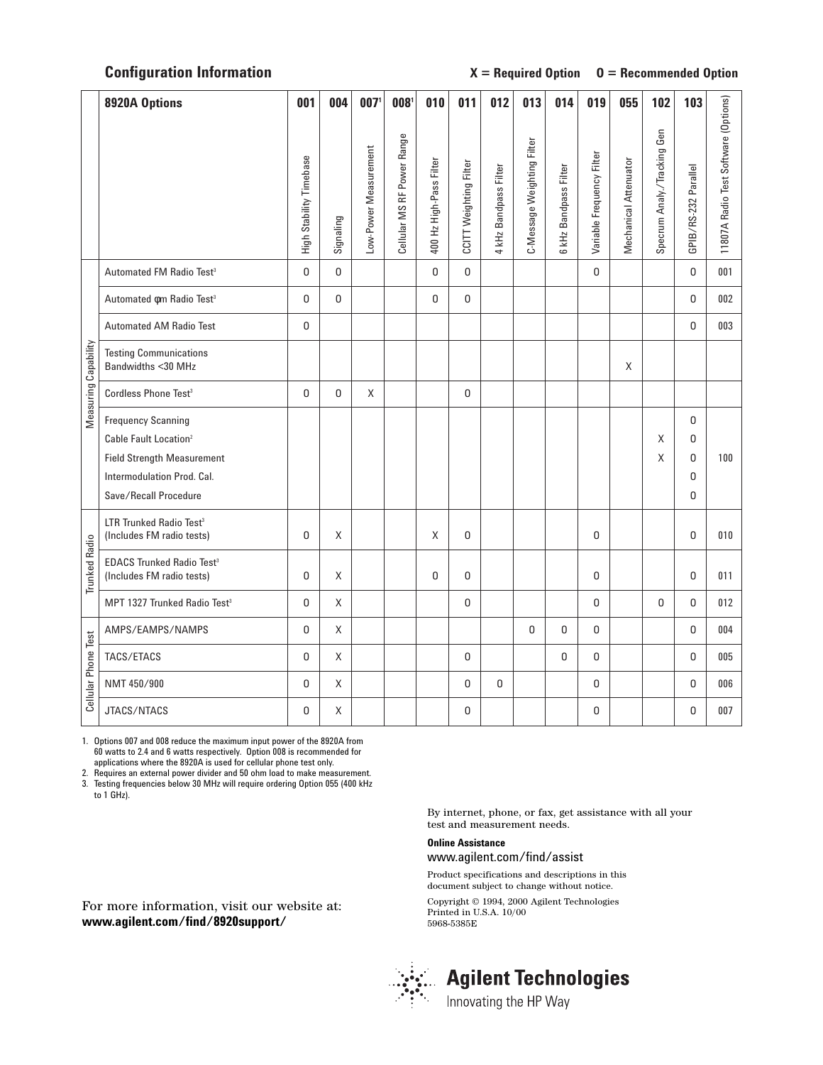## Configuration Information

**X = Required Option  O = Recommended Option**

| | 8920A Options | 001 High Stability Timebase | 004 Signaling | 007[1] Low-Power Measurement | 008[1] Cellular MS RF Power Range | 010 400 Hz High-Pass Filter | 011 CCITT Weighting Filter | 012 4 kHz Bandpass Filter | 013 C-Message Weighting Filter | 014 6 kHz Bandpass Filter | 019 Variable Frequency Filter | 055 Mechanical Attenuator | 102 Specrum Analy./Tracking Gen | 103 GPIB/RS-232 Parallel | 11807A Radio Test Software (Options) |
|---|---|---|---|---|---|---|---|---|---|---|---|---|---|---|---|
| Measuring Capability | Automated FM Radio Test[3] | O | O | | | O | O | | | | O | | | O | 001 |
| | Automated φm Radio Test[3] | O | O | | | O | O | | | | | | | O | 002 |
| | Automated AM Radio Test | O | | | | | | | | | | | | O | 003 |
| | Testing Communications Bandwidths <30 MHz | | | | | | | | | | | X | | | |
| | Cordless Phone Test[3] | O | O | X | | | O | | | | | | | | |
| | Frequency Scanning | | | | | | | | | | | | | O | 100 |
| | Cable Fault Location[2] | | | | | | | | | | | | X | O | |
| | Field Strength Measurement | | | | | | | | | | | | X | O | |
| | Intermodulation Prod. Cal. | | | | | | | | | | | | | O | |
| | Save/Recall Procedure | | | | | | | | | | | | | O | |
| Trunked Radio | LTR Trunked Radio Test[3] (Includes FM radio tests) | O | X | | | X | O | | | | O | | | O | 010 |
| | EDACS Trunked Radio Test[3] (Includes FM radio tests) | O | X | | | O | O | | | | O | | | O | 011 |
| | MPT 1327 Trunked Radio Test[3] | O | X | | | | O | | | | O | | O | O | 012 |
| Cellular Phone Test | AMPS/EAMPS/NAMPS | O | X | | | | | | O | O | O | | | O | 004 |
| | TACS/ETACS | O | X | | | | O | | | O | O | | | O | 005 |
| | NMT 450/900 | O | X | | | | O | O | | | O | | | O | 006 |
| | JTACS/NTACS | O | X | | | | O | | | | O | | | O | 007 |

1. Options 007 and 008 reduce the maximum input power of the 8920A from 60 watts to 2.4 and 6 watts respectively. Option 008 is recommended for applications where the 8920A is used for cellular phone test only.
2. Requires an external power divider and 50 ohm load to make measurement.
3. Testing frequencies below 30 MHz will require ordering Option 055 (400 kHz to 1 GHz).

For more information, visit our website at:
**www.agilent.com/find/8920support/**

By internet, phone, or fax, get assistance with all your test and measurement needs.

**Online Assistance**
www.agilent.com/find/assist

Product specifications and descriptions in this document subject to change without notice.

Copyright © 1994, 2000 Agilent Technologies
Printed in U.S.A. 10/00
5968-5385E

**Agilent Technologies**
Innovating the HP Way